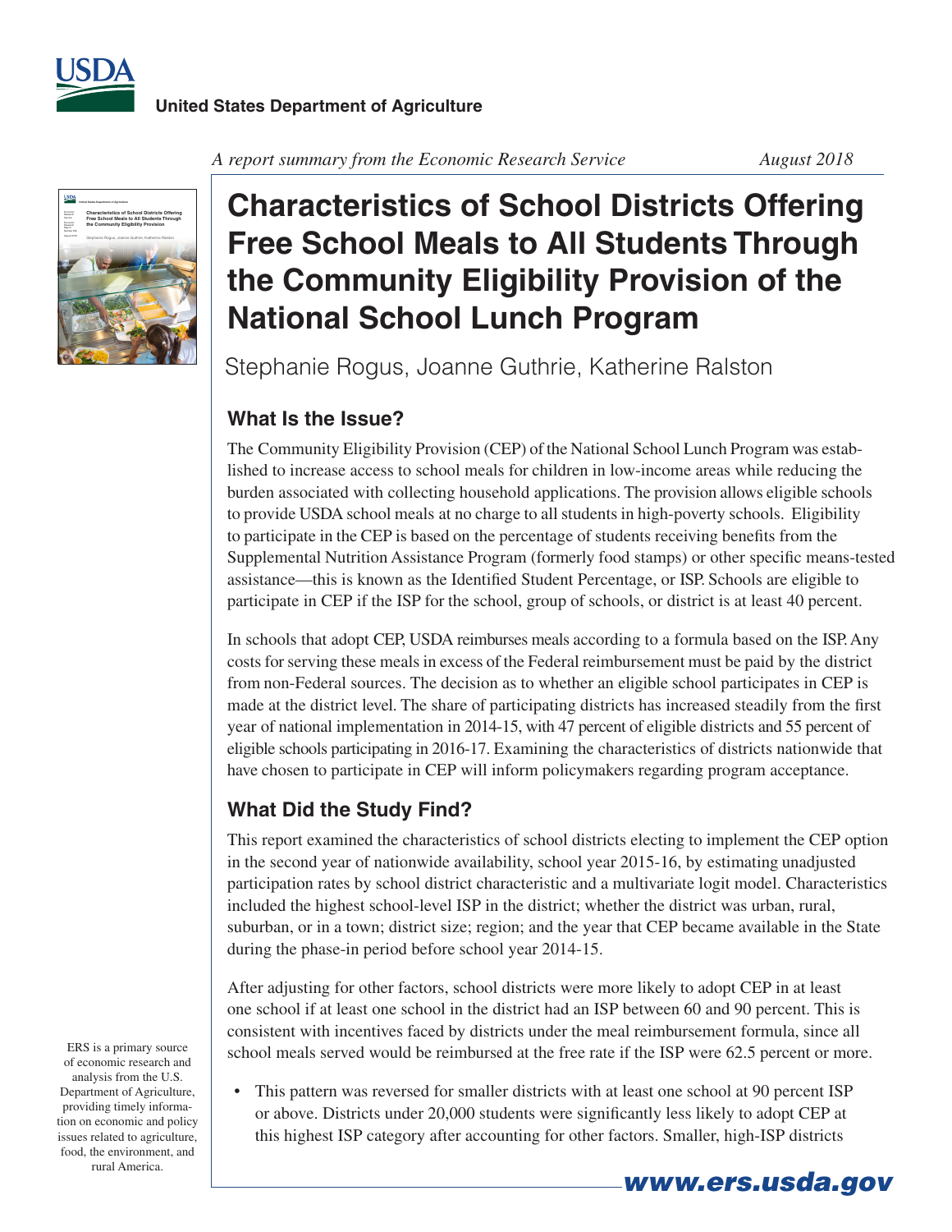United States Department of Agriculture

*A report summary from the Economic Research Service*

August 2018

# Characteristics of School Districts Offering Free School Meals to All Students Through the Community Eligibility Provision of the National School Lunch Program

Stephanie Rogus, Joanne Guthrie, Katherine Ralston

## What Is the Issue?

The Community Eligibility Provision (CEP) of the National School Lunch Program was established to increase access to school meals for children in low-income areas while reducing the burden associated with collecting household applications. The provision allows eligible schools to provide USDA school meals at no charge to all students in high-poverty schools. Eligibility to participate in the CEP is based on the percentage of students receiving benefits from the Supplemental Nutrition Assistance Program (formerly food stamps) or other specific means-tested assistance—this is known as the Identified Student Percentage, or ISP. Schools are eligible to participate in CEP if the ISP for the school, group of schools, or district is at least 40 percent.

In schools that adopt CEP, USDA reimburses meals according to a formula based on the ISP. Any costs for serving these meals in excess of the Federal reimbursement must be paid by the district from non-Federal sources. The decision as to whether an eligible school participates in CEP is made at the district level. The share of participating districts has increased steadily from the first year of national implementation in 2014-15, with 47 percent of eligible districts and 55 percent of eligible schools participating in 2016-17. Examining the characteristics of districts nationwide that have chosen to participate in CEP will inform policymakers regarding program acceptance.

## What Did the Study Find?

This report examined the characteristics of school districts electing to implement the CEP option in the second year of nationwide availability, school year 2015-16, by estimating unadjusted participation rates by school district characteristic and a multivariate logit model. Characteristics included the highest school-level ISP in the district; whether the district was urban, rural, suburban, or in a town; district size; region; and the year that CEP became available in the State during the phase-in period before school year 2014-15.

After adjusting for other factors, school districts were more likely to adopt CEP in at least one school if at least one school in the district had an ISP between 60 and 90 percent. This is consistent with incentives faced by districts under the meal reimbursement formula, since all school meals served would be reimbursed at the free rate if the ISP were 62.5 percent or more.

- This pattern was reversed for smaller districts with at least one school at 90 percent ISP or above. Districts under 20,000 students were significantly less likely to adopt CEP at this highest ISP category after accounting for other factors. Smaller, high-ISP districts

ERS is a primary source of economic research and analysis from the U.S. Department of Agriculture, providing timely information on economic and policy issues related to agriculture, food, the environment, and rural America.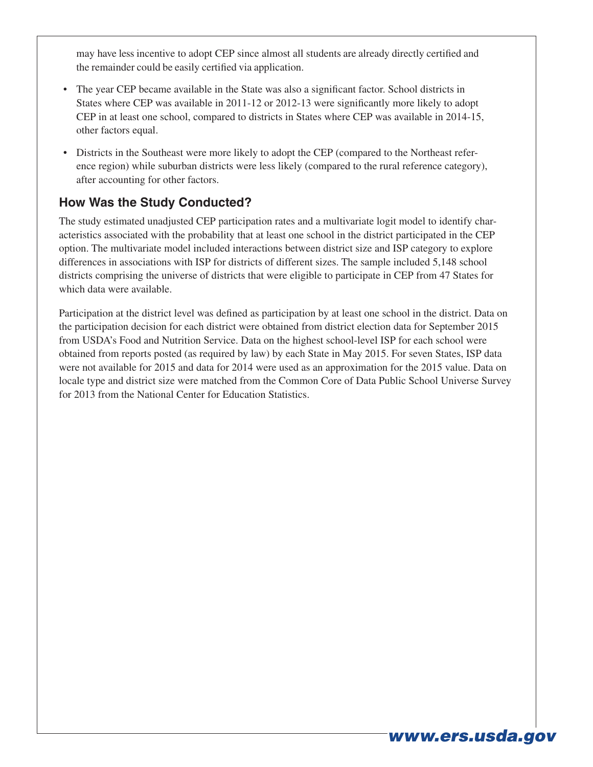may have less incentive to adopt CEP since almost all students are already directly certified and the remainder could be easily certified via application.

- The year CEP became available in the State was also a significant factor. School districts in States where CEP was available in 2011-12 or 2012-13 were significantly more likely to adopt CEP in at least one school, compared to districts in States where CEP was available in 2014-15, other factors equal.
- Districts in the Southeast were more likely to adopt the CEP (compared to the Northeast reference region) while suburban districts were less likely (compared to the rural reference category), after accounting for other factors.

## How Was the Study Conducted?

The study estimated unadjusted CEP participation rates and a multivariate logit model to identify characteristics associated with the probability that at least one school in the district participated in the CEP option. The multivariate model included interactions between district size and ISP category to explore differences in associations with ISP for districts of different sizes. The sample included 5,148 school districts comprising the universe of districts that were eligible to participate in CEP from 47 States for which data were available.

Participation at the district level was defined as participation by at least one school in the district. Data on the participation decision for each district were obtained from district election data for September 2015 from USDA's Food and Nutrition Service. Data on the highest school-level ISP for each school were obtained from reports posted (as required by law) by each State in May 2015. For seven States, ISP data were not available for 2015 and data for 2014 were used as an approximation for the 2015 value. Data on locale type and district size were matched from the Common Core of Data Public School Universe Survey for 2013 from the National Center for Education Statistics.